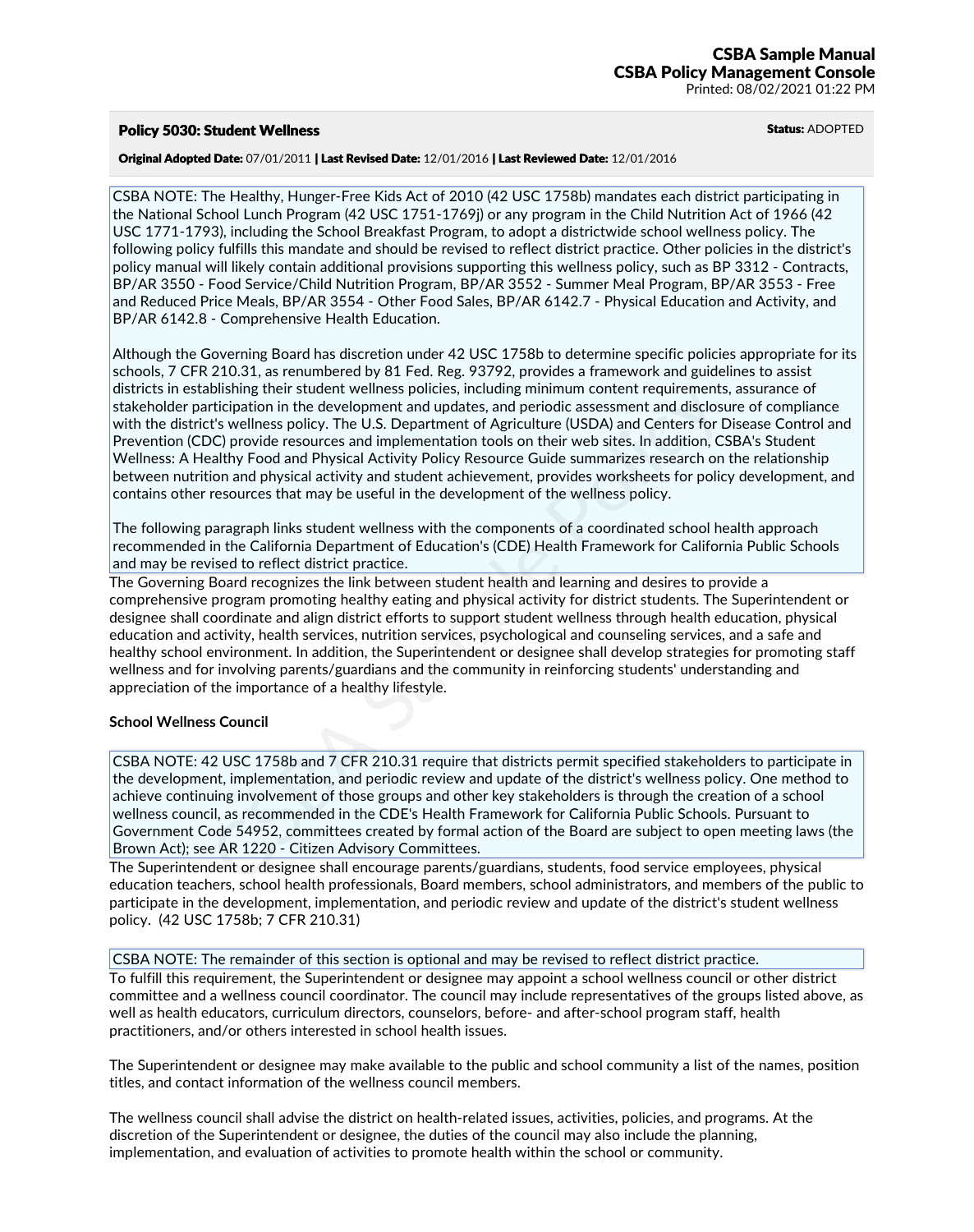**CSBA Sample Manual**
**CSBA Policy Management Console**
Printed: 08/02/2021 01:22 PM

## Policy 5030: Student Wellness

**Status:** ADOPTED

**Original Adopted Date:** 07/01/2011 | **Last Revised Date:** 12/01/2016 | **Last Reviewed Date:** 12/01/2016

CSBA NOTE: The Healthy, Hunger-Free Kids Act of 2010 (42 USC 1758b) mandates each district participating in the National School Lunch Program (42 USC 1751-1769j) or any program in the Child Nutrition Act of 1966 (42 USC 1771-1793), including the School Breakfast Program, to adopt a districtwide school wellness policy. The following policy fulfills this mandate and should be revised to reflect district practice. Other policies in the district's policy manual will likely contain additional provisions supporting this wellness policy, such as BP 3312 - Contracts, BP/AR 3550 - Food Service/Child Nutrition Program, BP/AR 3552 - Summer Meal Program, BP/AR 3553 - Free and Reduced Price Meals, BP/AR 3554 - Other Food Sales, BP/AR 6142.7 - Physical Education and Activity, and BP/AR 6142.8 - Comprehensive Health Education.

Although the Governing Board has discretion under 42 USC 1758b to determine specific policies appropriate for its schools, 7 CFR 210.31, as renumbered by 81 Fed. Reg. 93792, provides a framework and guidelines to assist districts in establishing their student wellness policies, including minimum content requirements, assurance of stakeholder participation in the development and updates, and periodic assessment and disclosure of compliance with the district's wellness policy. The U.S. Department of Agriculture (USDA) and Centers for Disease Control and Prevention (CDC) provide resources and implementation tools on their web sites. In addition, CSBA's Student Wellness: A Healthy Food and Physical Activity Policy Resource Guide summarizes research on the relationship between nutrition and physical activity and student achievement, provides worksheets for policy development, and contains other resources that may be useful in the development of the wellness policy.

The following paragraph links student wellness with the components of a coordinated school health approach recommended in the California Department of Education's (CDE) Health Framework for California Public Schools and may be revised to reflect district practice.

The Governing Board recognizes the link between student health and learning and desires to provide a comprehensive program promoting healthy eating and physical activity for district students. The Superintendent or designee shall coordinate and align district efforts to support student wellness through health education, physical education and activity, health services, nutrition services, psychological and counseling services, and a safe and healthy school environment. In addition, the Superintendent or designee shall develop strategies for promoting staff wellness and for involving parents/guardians and the community in reinforcing students' understanding and appreciation of the importance of a healthy lifestyle.

### School Wellness Council

CSBA NOTE: 42 USC 1758b and 7 CFR 210.31 require that districts permit specified stakeholders to participate in the development, implementation, and periodic review and update of the district's wellness policy. One method to achieve continuing involvement of those groups and other key stakeholders is through the creation of a school wellness council, as recommended in the CDE's Health Framework for California Public Schools. Pursuant to Government Code 54952, committees created by formal action of the Board are subject to open meeting laws (the Brown Act); see AR 1220 - Citizen Advisory Committees.

The Superintendent or designee shall encourage parents/guardians, students, food service employees, physical education teachers, school health professionals, Board members, school administrators, and members of the public to participate in the development, implementation, and periodic review and update of the district's student wellness policy. (42 USC 1758b; 7 CFR 210.31)

CSBA NOTE: The remainder of this section is optional and may be revised to reflect district practice.

To fulfill this requirement, the Superintendent or designee may appoint a school wellness council or other district committee and a wellness council coordinator. The council may include representatives of the groups listed above, as well as health educators, curriculum directors, counselors, before- and after-school program staff, health practitioners, and/or others interested in school health issues.

The Superintendent or designee may make available to the public and school community a list of the names, position titles, and contact information of the wellness council members.

The wellness council shall advise the district on health-related issues, activities, policies, and programs. At the discretion of the Superintendent or designee, the duties of the council may also include the planning, implementation, and evaluation of activities to promote health within the school or community.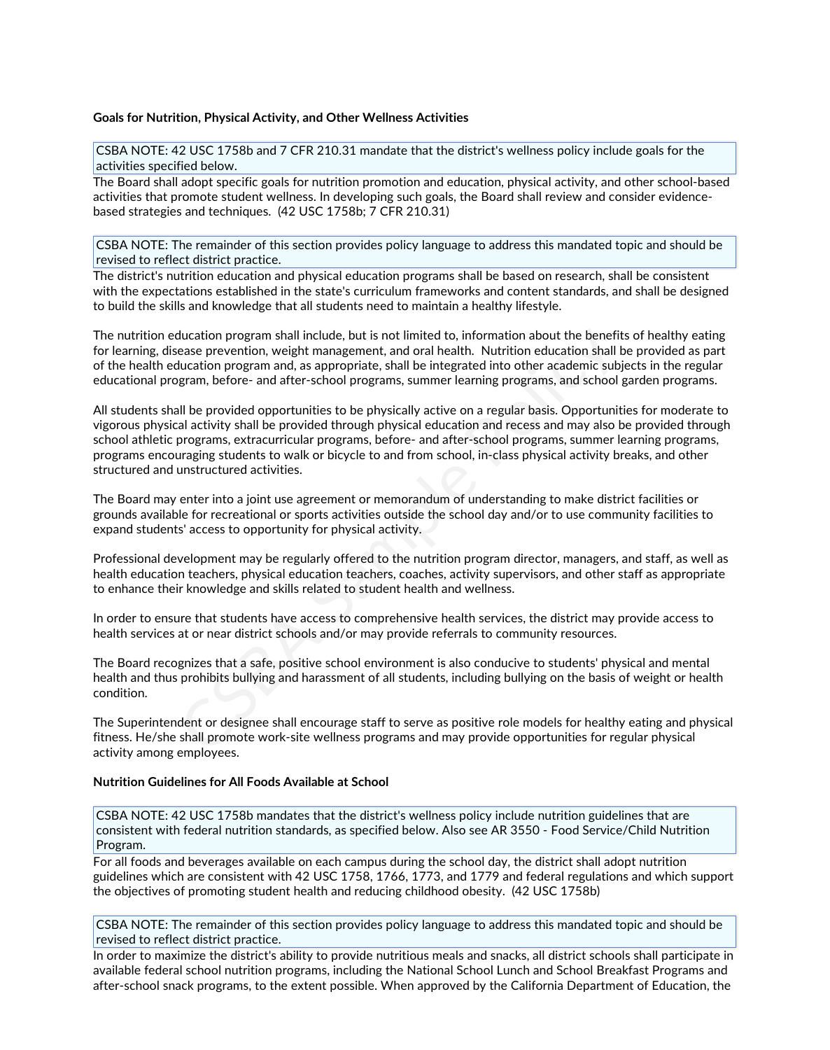**Goals for Nutrition, Physical Activity, and Other Wellness Activities**

CSBA NOTE: 42 USC 1758b and 7 CFR 210.31 mandate that the district's wellness policy include goals for the activities specified below.

The Board shall adopt specific goals for nutrition promotion and education, physical activity, and other school-based activities that promote student wellness. In developing such goals, the Board shall review and consider evidence-based strategies and techniques. (42 USC 1758b; 7 CFR 210.31)

CSBA NOTE: The remainder of this section provides policy language to address this mandated topic and should be revised to reflect district practice.

The district's nutrition education and physical education programs shall be based on research, shall be consistent with the expectations established in the state's curriculum frameworks and content standards, and shall be designed to build the skills and knowledge that all students need to maintain a healthy lifestyle.

The nutrition education program shall include, but is not limited to, information about the benefits of healthy eating for learning, disease prevention, weight management, and oral health. Nutrition education shall be provided as part of the health education program and, as appropriate, shall be integrated into other academic subjects in the regular educational program, before- and after-school programs, summer learning programs, and school garden programs.

All students shall be provided opportunities to be physically active on a regular basis. Opportunities for moderate to vigorous physical activity shall be provided through physical education and recess and may also be provided through school athletic programs, extracurricular programs, before- and after-school programs, summer learning programs, programs encouraging students to walk or bicycle to and from school, in-class physical activity breaks, and other structured and unstructured activities.

The Board may enter into a joint use agreement or memorandum of understanding to make district facilities or grounds available for recreational or sports activities outside the school day and/or to use community facilities to expand students' access to opportunity for physical activity.

Professional development may be regularly offered to the nutrition program director, managers, and staff, as well as health education teachers, physical education teachers, coaches, activity supervisors, and other staff as appropriate to enhance their knowledge and skills related to student health and wellness.

In order to ensure that students have access to comprehensive health services, the district may provide access to health services at or near district schools and/or may provide referrals to community resources.

The Board recognizes that a safe, positive school environment is also conducive to students' physical and mental health and thus prohibits bullying and harassment of all students, including bullying on the basis of weight or health condition.

The Superintendent or designee shall encourage staff to serve as positive role models for healthy eating and physical fitness. He/she shall promote work-site wellness programs and may provide opportunities for regular physical activity among employees.

**Nutrition Guidelines for All Foods Available at School**

CSBA NOTE: 42 USC 1758b mandates that the district's wellness policy include nutrition guidelines that are consistent with federal nutrition standards, as specified below. Also see AR 3550 - Food Service/Child Nutrition Program.

For all foods and beverages available on each campus during the school day, the district shall adopt nutrition guidelines which are consistent with 42 USC 1758, 1766, 1773, and 1779 and federal regulations and which support the objectives of promoting student health and reducing childhood obesity. (42 USC 1758b)

CSBA NOTE: The remainder of this section provides policy language to address this mandated topic and should be revised to reflect district practice.

In order to maximize the district's ability to provide nutritious meals and snacks, all district schools shall participate in available federal school nutrition programs, including the National School Lunch and School Breakfast Programs and after-school snack programs, to the extent possible. When approved by the California Department of Education, the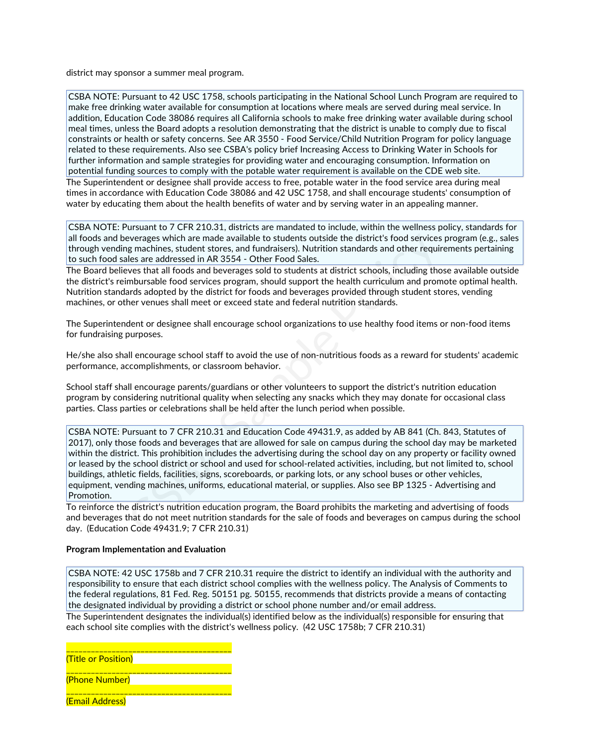district may sponsor a summer meal program.

> CSBA NOTE: Pursuant to 42 USC 1758, schools participating in the National School Lunch Program are required to make free drinking water available for consumption at locations where meals are served during meal service. In addition, Education Code 38086 requires all California schools to make free drinking water available during school meal times, unless the Board adopts a resolution demonstrating that the district is unable to comply due to fiscal constraints or health or safety concerns. See AR 3550 - Food Service/Child Nutrition Program for policy language related to these requirements. Also see CSBA's policy brief Increasing Access to Drinking Water in Schools for further information and sample strategies for providing water and encouraging consumption. Information on potential funding sources to comply with the potable water requirement is available on the CDE web site.

The Superintendent or designee shall provide access to free, potable water in the food service area during meal times in accordance with Education Code 38086 and 42 USC 1758, and shall encourage students' consumption of water by educating them about the health benefits of water and by serving water in an appealing manner.

> CSBA NOTE: Pursuant to 7 CFR 210.31, districts are mandated to include, within the wellness policy, standards for all foods and beverages which are made available to students outside the district's food services program (e.g., sales through vending machines, student stores, and fundraisers). Nutrition standards and other requirements pertaining to such food sales are addressed in AR 3554 - Other Food Sales.

The Board believes that all foods and beverages sold to students at district schools, including those available outside the district's reimbursable food services program, should support the health curriculum and promote optimal health. Nutrition standards adopted by the district for foods and beverages provided through student stores, vending machines, or other venues shall meet or exceed state and federal nutrition standards.

The Superintendent or designee shall encourage school organizations to use healthy food items or non-food items for fundraising purposes.

He/she also shall encourage school staff to avoid the use of non-nutritious foods as a reward for students' academic performance, accomplishments, or classroom behavior.

School staff shall encourage parents/guardians or other volunteers to support the district's nutrition education program by considering nutritional quality when selecting any snacks which they may donate for occasional class parties. Class parties or celebrations shall be held after the lunch period when possible.

> CSBA NOTE: Pursuant to 7 CFR 210.31 and Education Code 49431.9, as added by AB 841 (Ch. 843, Statutes of 2017), only those foods and beverages that are allowed for sale on campus during the school day may be marketed within the district. This prohibition includes the advertising during the school day on any property or facility owned or leased by the school district or school and used for school-related activities, including, but not limited to, school buildings, athletic fields, facilities, signs, scoreboards, or parking lots, or any school buses or other vehicles, equipment, vending machines, uniforms, educational material, or supplies. Also see BP 1325 - Advertising and Promotion.

To reinforce the district's nutrition education program, the Board prohibits the marketing and advertising of foods and beverages that do not meet nutrition standards for the sale of foods and beverages on campus during the school day. (Education Code 49431.9; 7 CFR 210.31)

**Program Implementation and Evaluation**

> CSBA NOTE: 42 USC 1758b and 7 CFR 210.31 require the district to identify an individual with the authority and responsibility to ensure that each district school complies with the wellness policy. The Analysis of Comments to the federal regulations, 81 Fed. Reg. 50151 pg. 50155, recommends that districts provide a means of contacting the designated individual by providing a district or school phone number and/or email address.

The Superintendent designates the individual(s) identified below as the individual(s) responsible for ensuring that each school site complies with the district's wellness policy. (42 USC 1758b; 7 CFR 210.31)

________________________________________
(Title or Position)

________________________________________
(Phone Number)

________________________________________
(Email Address)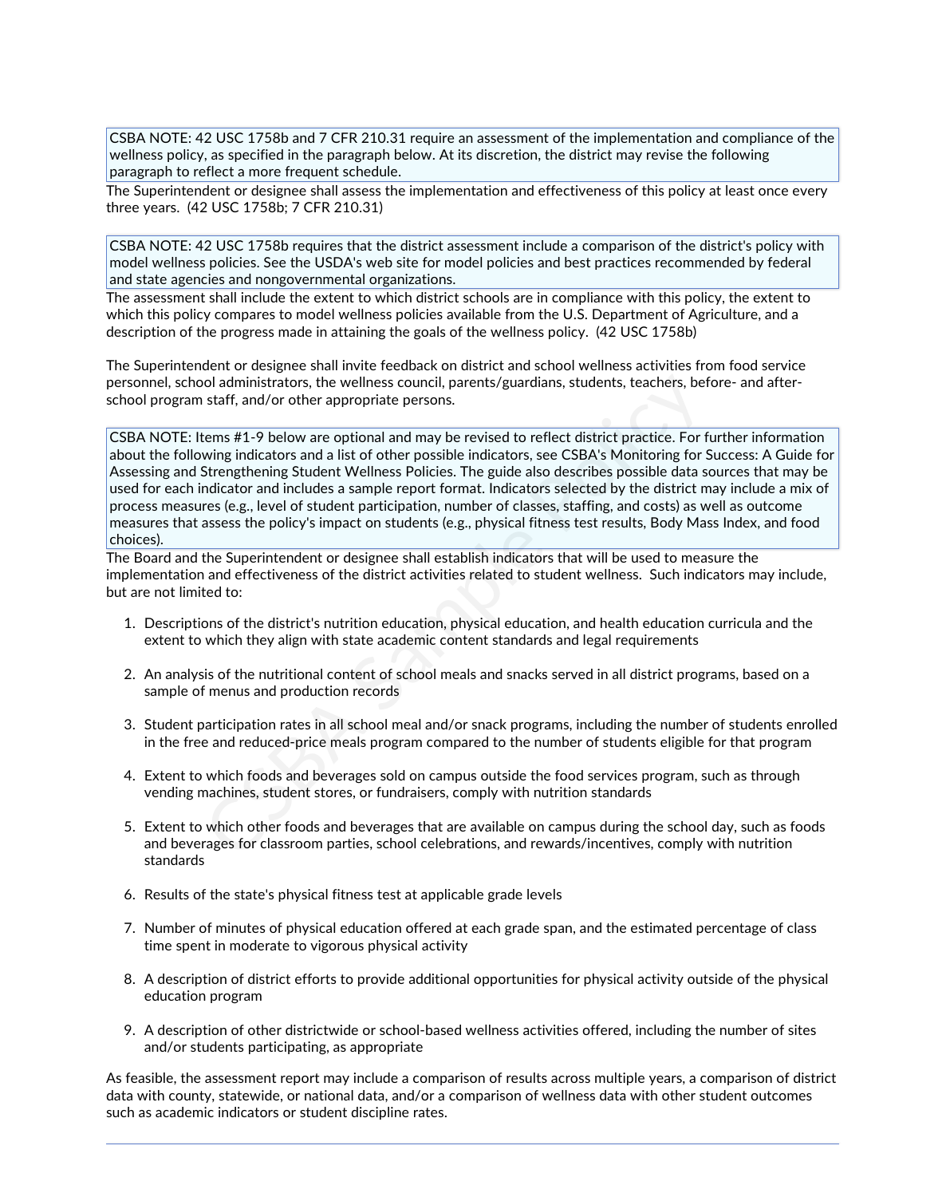CSBA NOTE: 42 USC 1758b and 7 CFR 210.31 require an assessment of the implementation and compliance of the wellness policy, as specified in the paragraph below. At its discretion, the district may revise the following paragraph to reflect a more frequent schedule.

The Superintendent or designee shall assess the implementation and effectiveness of this policy at least once every three years. (42 USC 1758b; 7 CFR 210.31)

CSBA NOTE: 42 USC 1758b requires that the district assessment include a comparison of the district's policy with model wellness policies. See the USDA's web site for model policies and best practices recommended by federal and state agencies and nongovernmental organizations.

The assessment shall include the extent to which district schools are in compliance with this policy, the extent to which this policy compares to model wellness policies available from the U.S. Department of Agriculture, and a description of the progress made in attaining the goals of the wellness policy. (42 USC 1758b)

The Superintendent or designee shall invite feedback on district and school wellness activities from food service personnel, school administrators, the wellness council, parents/guardians, students, teachers, before- and after-school program staff, and/or other appropriate persons.

CSBA NOTE: Items #1-9 below are optional and may be revised to reflect district practice. For further information about the following indicators and a list of other possible indicators, see CSBA's Monitoring for Success: A Guide for Assessing and Strengthening Student Wellness Policies. The guide also describes possible data sources that may be used for each indicator and includes a sample report format. Indicators selected by the district may include a mix of process measures (e.g., level of student participation, number of classes, staffing, and costs) as well as outcome measures that assess the policy's impact on students (e.g., physical fitness test results, Body Mass Index, and food choices).

The Board and the Superintendent or designee shall establish indicators that will be used to measure the implementation and effectiveness of the district activities related to student wellness. Such indicators may include, but are not limited to:

1. Descriptions of the district's nutrition education, physical education, and health education curricula and the extent to which they align with state academic content standards and legal requirements

2. An analysis of the nutritional content of school meals and snacks served in all district programs, based on a sample of menus and production records

3. Student participation rates in all school meal and/or snack programs, including the number of students enrolled in the free and reduced-price meals program compared to the number of students eligible for that program

4. Extent to which foods and beverages sold on campus outside the food services program, such as through vending machines, student stores, or fundraisers, comply with nutrition standards

5. Extent to which other foods and beverages that are available on campus during the school day, such as foods and beverages for classroom parties, school celebrations, and rewards/incentives, comply with nutrition standards

6. Results of the state's physical fitness test at applicable grade levels

7. Number of minutes of physical education offered at each grade span, and the estimated percentage of class time spent in moderate to vigorous physical activity

8. A description of district efforts to provide additional opportunities for physical activity outside of the physical education program

9. A description of other districtwide or school-based wellness activities offered, including the number of sites and/or students participating, as appropriate

As feasible, the assessment report may include a comparison of results across multiple years, a comparison of district data with county, statewide, or national data, and/or a comparison of wellness data with other student outcomes such as academic indicators or student discipline rates.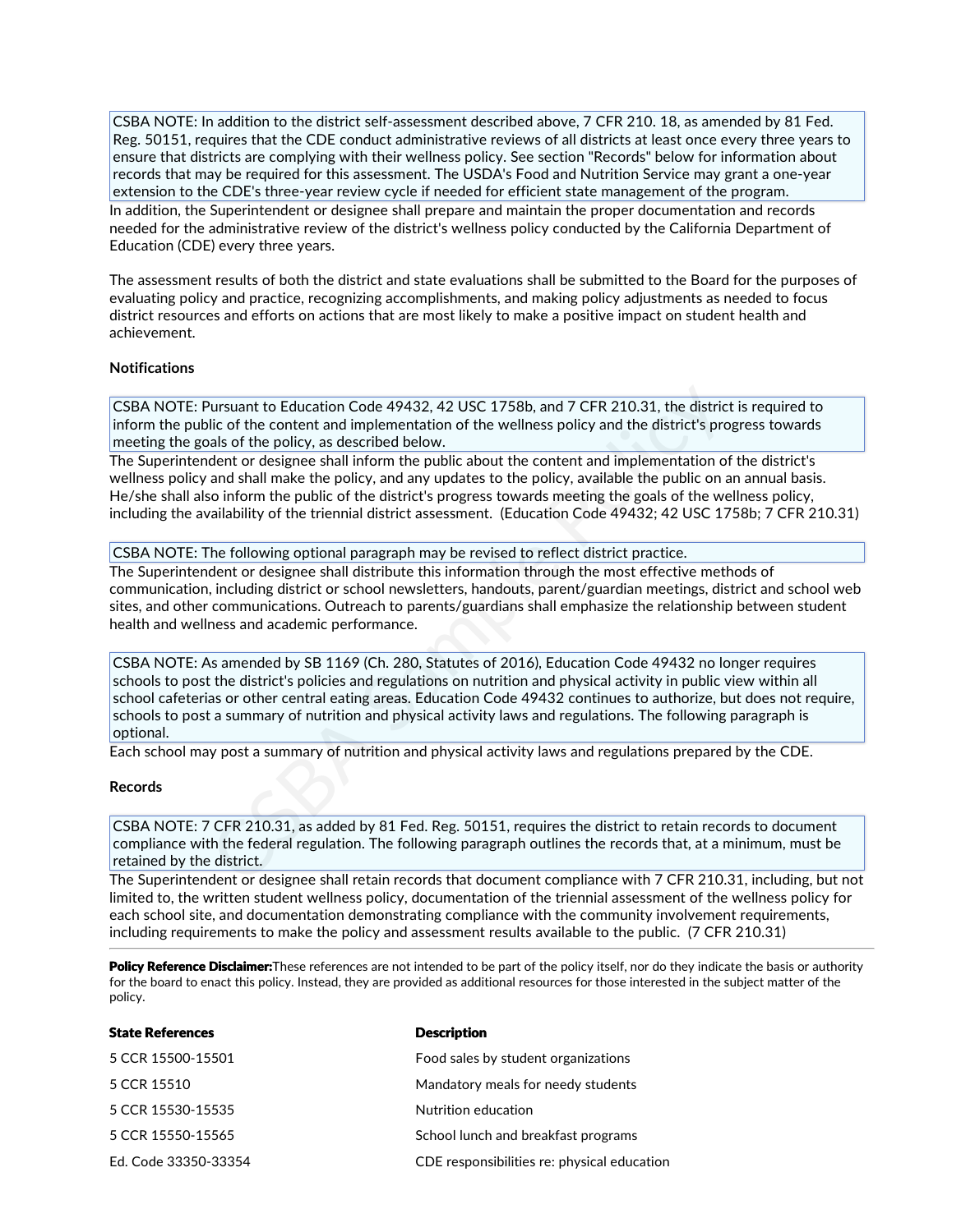CSBA NOTE: In addition to the district self-assessment described above, 7 CFR 210. 18, as amended by 81 Fed. Reg. 50151, requires that the CDE conduct administrative reviews of all districts at least once every three years to ensure that districts are complying with their wellness policy. See section "Records" below for information about records that may be required for this assessment. The USDA's Food and Nutrition Service may grant a one-year extension to the CDE's three-year review cycle if needed for efficient state management of the program.

In addition, the Superintendent or designee shall prepare and maintain the proper documentation and records needed for the administrative review of the district's wellness policy conducted by the California Department of Education (CDE) every three years.

The assessment results of both the district and state evaluations shall be submitted to the Board for the purposes of evaluating policy and practice, recognizing accomplishments, and making policy adjustments as needed to focus district resources and efforts on actions that are most likely to make a positive impact on student health and achievement.

**Notifications**

CSBA NOTE: Pursuant to Education Code 49432, 42 USC 1758b, and 7 CFR 210.31, the district is required to inform the public of the content and implementation of the wellness policy and the district's progress towards meeting the goals of the policy, as described below.

The Superintendent or designee shall inform the public about the content and implementation of the district's wellness policy and shall make the policy, and any updates to the policy, available the public on an annual basis. He/she shall also inform the public of the district's progress towards meeting the goals of the wellness policy, including the availability of the triennial district assessment. (Education Code 49432; 42 USC 1758b; 7 CFR 210.31)

CSBA NOTE: The following optional paragraph may be revised to reflect district practice.

The Superintendent or designee shall distribute this information through the most effective methods of communication, including district or school newsletters, handouts, parent/guardian meetings, district and school web sites, and other communications. Outreach to parents/guardians shall emphasize the relationship between student health and wellness and academic performance.

CSBA NOTE: As amended by SB 1169 (Ch. 280, Statutes of 2016), Education Code 49432 no longer requires schools to post the district's policies and regulations on nutrition and physical activity in public view within all school cafeterias or other central eating areas. Education Code 49432 continues to authorize, but does not require, schools to post a summary of nutrition and physical activity laws and regulations. The following paragraph is optional.

Each school may post a summary of nutrition and physical activity laws and regulations prepared by the CDE.

**Records**

CSBA NOTE: 7 CFR 210.31, as added by 81 Fed. Reg. 50151, requires the district to retain records to document compliance with the federal regulation. The following paragraph outlines the records that, at a minimum, must be retained by the district.

The Superintendent or designee shall retain records that document compliance with 7 CFR 210.31, including, but not limited to, the written student wellness policy, documentation of the triennial assessment of the wellness policy for each school site, and documentation demonstrating compliance with the community involvement requirements, including requirements to make the policy and assessment results available to the public. (7 CFR 210.31)

**Policy Reference Disclaimer:** These references are not intended to be part of the policy itself, nor do they indicate the basis or authority for the board to enact this policy. Instead, they are provided as additional resources for those interested in the subject matter of the policy.

| State References | Description |
|---|---|
| 5 CCR 15500-15501 | Food sales by student organizations |
| 5 CCR 15510 | Mandatory meals for needy students |
| 5 CCR 15530-15535 | Nutrition education |
| 5 CCR 15550-15565 | School lunch and breakfast programs |
| Ed. Code 33350-33354 | CDE responsibilities re: physical education |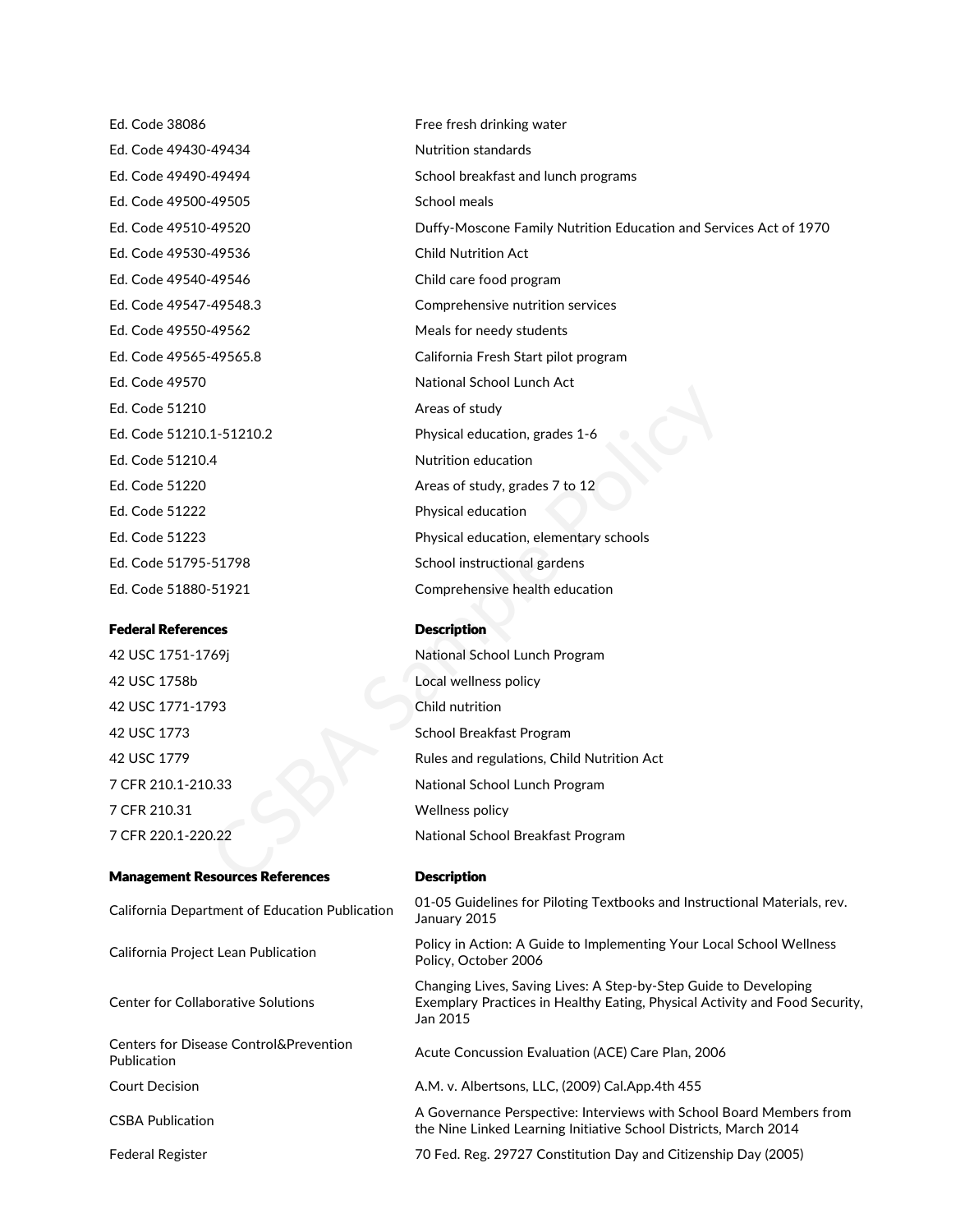| | |
|---|---|
| Ed. Code 38086 | Free fresh drinking water |
| Ed. Code 49430-49434 | Nutrition standards |
| Ed. Code 49490-49494 | School breakfast and lunch programs |
| Ed. Code 49500-49505 | School meals |
| Ed. Code 49510-49520 | Duffy-Moscone Family Nutrition Education and Services Act of 1970 |
| Ed. Code 49530-49536 | Child Nutrition Act |
| Ed. Code 49540-49546 | Child care food program |
| Ed. Code 49547-49548.3 | Comprehensive nutrition services |
| Ed. Code 49550-49562 | Meals for needy students |
| Ed. Code 49565-49565.8 | California Fresh Start pilot program |
| Ed. Code 49570 | National School Lunch Act |
| Ed. Code 51210 | Areas of study |
| Ed. Code 51210.1-51210.2 | Physical education, grades 1-6 |
| Ed. Code 51210.4 | Nutrition education |
| Ed. Code 51220 | Areas of study, grades 7 to 12 |
| Ed. Code 51222 | Physical education |
| Ed. Code 51223 | Physical education, elementary schools |
| Ed. Code 51795-51798 | School instructional gardens |
| Ed. Code 51880-51921 | Comprehensive health education |

| **Federal References** | **Description** |
|---|---|
| 42 USC 1751-1769j | National School Lunch Program |
| 42 USC 1758b | Local wellness policy |
| 42 USC 1771-1793 | Child nutrition |
| 42 USC 1773 | School Breakfast Program |
| 42 USC 1779 | Rules and regulations, Child Nutrition Act |
| 7 CFR 210.1-210.33 | National School Lunch Program |
| 7 CFR 210.31 | Wellness policy |
| 7 CFR 220.1-220.22 | National School Breakfast Program |

| **Management Resources References** | **Description** |
|---|---|
| California Department of Education Publication | 01-05 Guidelines for Piloting Textbooks and Instructional Materials, rev. January 2015 |
| California Project Lean Publication | Policy in Action: A Guide to Implementing Your Local School Wellness Policy, October 2006 |
| Center for Collaborative Solutions | Changing Lives, Saving Lives: A Step-by-Step Guide to Developing Exemplary Practices in Healthy Eating, Physical Activity and Food Security, Jan 2015 |
| Centers for Disease Control&Prevention Publication | Acute Concussion Evaluation (ACE) Care Plan, 2006 |
| Court Decision | A.M. v. Albertsons, LLC, (2009) Cal.App.4th 455 |
| CSBA Publication | A Governance Perspective: Interviews with School Board Members from the Nine Linked Learning Initiative School Districts, March 2014 |
| Federal Register | 70 Fed. Reg. 29727 Constitution Day and Citizenship Day (2005) |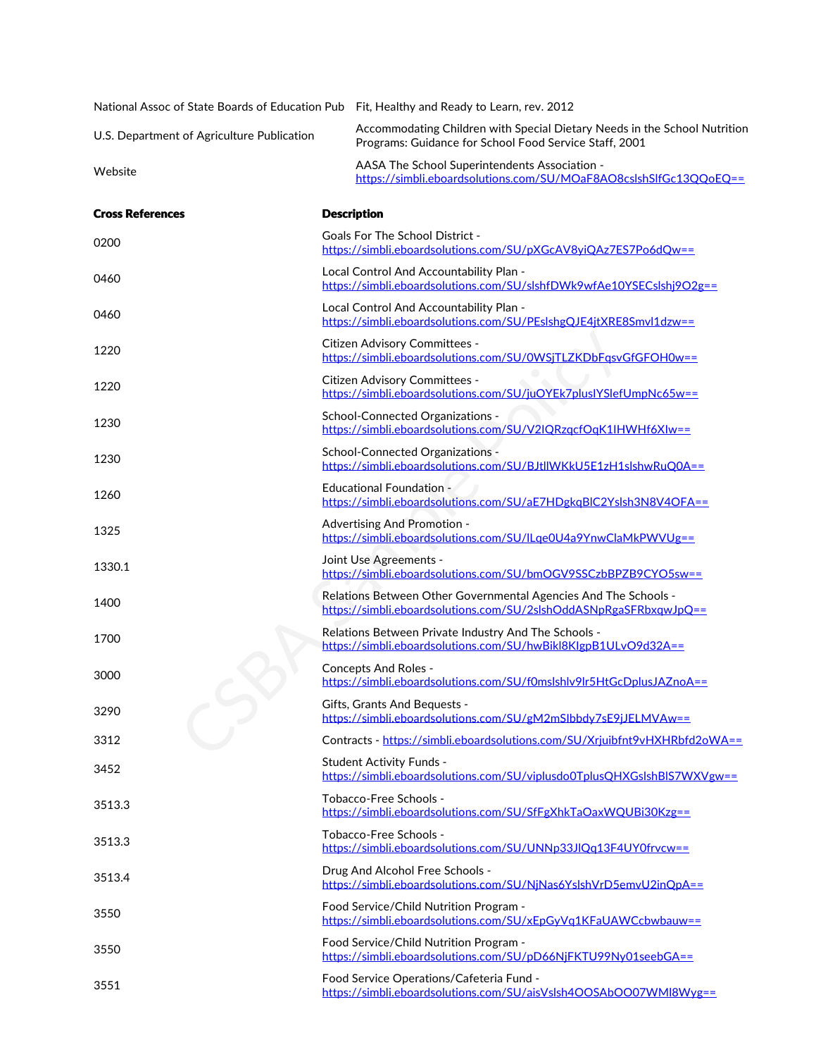| | |
|---|---|
| National Assoc of State Boards of Education Pub | Fit, Healthy and Ready to Learn, rev. 2012 |
| U.S. Department of Agriculture Publication | Accommodating Children with Special Dietary Needs in the School Nutrition Programs: Guidance for School Food Service Staff, 2001 |
| Website | AASA The School Superintendents Association - https://simbli.eboardsolutions.com/SU/MOaF8AO8cslshSlfGc13QQoEQ== |

| **Cross References** | **Description** |
|---|---|
| 0200 | Goals For The School District - https://simbli.eboardsolutions.com/SU/pXGcAV8yiQAz7ES7Po6dQw== |
| 0460 | Local Control And Accountability Plan - https://simbli.eboardsolutions.com/SU/slshfDWk9wfAe10YSECslshj9O2g== |
| 0460 | Local Control And Accountability Plan - https://simbli.eboardsolutions.com/SU/PEslshgQJE4jtXRE8Smvl1dzw== |
| 1220 | Citizen Advisory Committees - https://simbli.eboardsolutions.com/SU/0WSjTLZKDbFqsvGfGFOH0w== |
| 1220 | Citizen Advisory Committees - https://simbli.eboardsolutions.com/SU/juOYEk7plusIYSlefUmpNc65w== |
| 1230 | School-Connected Organizations - https://simbli.eboardsolutions.com/SU/V2IQRzqcfOqK1IHWHf6XIw== |
| 1230 | School-Connected Organizations - https://simbli.eboardsolutions.com/SU/BJtlIWKkU5E1zH1slshwRuQ0A== |
| 1260 | Educational Foundation - https://simbli.eboardsolutions.com/SU/aE7HDgkqBlC2Yslsh3N8V4OFA== |
| 1325 | Advertising And Promotion - https://simbli.eboardsolutions.com/SU/ILqe0U4a9YnwClaMkPWVUg== |
| 1330.1 | Joint Use Agreements - https://simbli.eboardsolutions.com/SU/bmOGV9SSCzbBPZB9CYO5sw== |
| 1400 | Relations Between Other Governmental Agencies And The Schools - https://simbli.eboardsolutions.com/SU/2slshOddASNpRgaSFRbxqwJpQ== |
| 1700 | Relations Between Private Industry And The Schools - https://simbli.eboardsolutions.com/SU/hwBikl8KIgpB1ULvO9d32A== |
| 3000 | Concepts And Roles - https://simbli.eboardsolutions.com/SU/f0mslshlv9lr5HtGcDplusJAZnoA== |
| 3290 | Gifts, Grants And Bequests - https://simbli.eboardsolutions.com/SU/gM2mSlbbdy7sE9jJELMVAw== |
| 3312 | Contracts - https://simbli.eboardsolutions.com/SU/Xrjuibfnt9vHXHRbfd2oWA== |
| 3452 | Student Activity Funds - https://simbli.eboardsolutions.com/SU/viplusdo0TplusQHXGslshBlS7WXVgw== |
| 3513.3 | Tobacco-Free Schools - https://simbli.eboardsolutions.com/SU/SfFgXhkTaOaxWQUBi30Kzg== |
| 3513.3 | Tobacco-Free Schools - https://simbli.eboardsolutions.com/SU/UNNp33JlQq13F4UY0frvcw== |
| 3513.4 | Drug And Alcohol Free Schools - https://simbli.eboardsolutions.com/SU/NjNas6YslshVrD5emvU2inQpA== |
| 3550 | Food Service/Child Nutrition Program - https://simbli.eboardsolutions.com/SU/xEpGyVq1KFaUAWCcbwbauw== |
| 3550 | Food Service/Child Nutrition Program - https://simbli.eboardsolutions.com/SU/pD66NjFKTU99Ny01seebGA== |
| 3551 | Food Service Operations/Cafeteria Fund - https://simbli.eboardsolutions.com/SU/aisVslsh4OOSAbOO07WMl8Wyg== |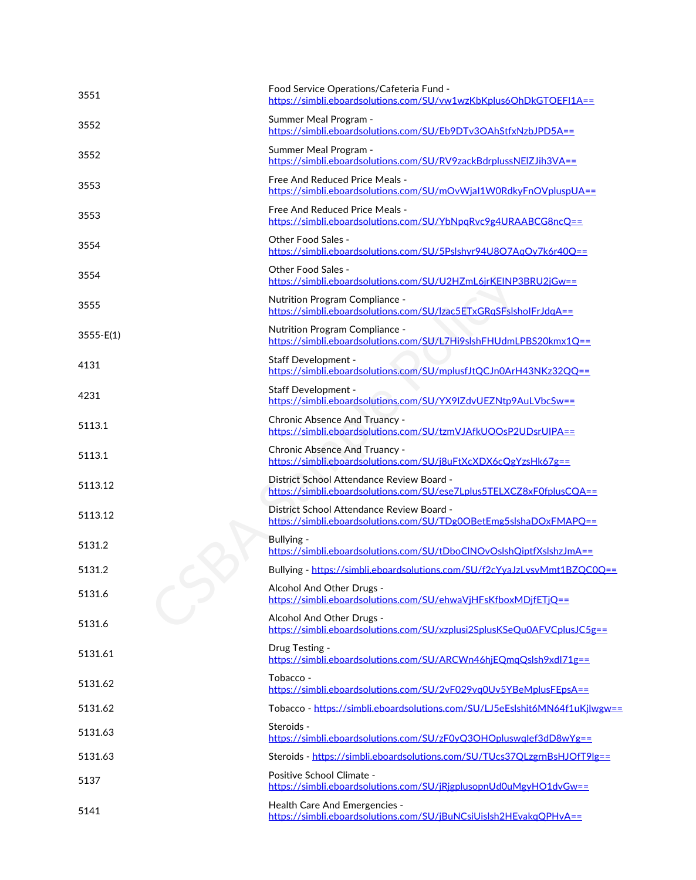| | |
|---|---|
| 3551 | Food Service Operations/Cafeteria Fund - https://simbli.eboardsolutions.com/SU/vw1wzKbKplus6OhDkGTOEFI1A== |
| 3552 | Summer Meal Program - https://simbli.eboardsolutions.com/SU/Eb9DTv3OAhStfxNzbJPD5A== |
| 3552 | Summer Meal Program - https://simbli.eboardsolutions.com/SU/RV9zackBdrplussNElZJih3VA== |
| 3553 | Free And Reduced Price Meals - https://simbli.eboardsolutions.com/SU/mOvWjal1W0RdkyFnOVpluspUA== |
| 3553 | Free And Reduced Price Meals - https://simbli.eboardsolutions.com/SU/YbNpqRvc9g4URAABCG8ncQ== |
| 3554 | Other Food Sales - https://simbli.eboardsolutions.com/SU/5Pslshyr94U8O7AqOy7k6r40Q== |
| 3554 | Other Food Sales - https://simbli.eboardsolutions.com/SU/U2HZmL6jrKEINP3BRU2jGw== |
| 3555 | Nutrition Program Compliance - https://simbli.eboardsolutions.com/SU/lzac5ETxGRqSFslsholFrJdqA== |
| 3555-E(1) | Nutrition Program Compliance - https://simbli.eboardsolutions.com/SU/L7Hi9slshFHUdmLPBS20kmx1Q== |
| 4131 | Staff Development - https://simbli.eboardsolutions.com/SU/mplusfJtQCJn0ArH43NKz32QQ== |
| 4231 | Staff Development - https://simbli.eboardsolutions.com/SU/YX9IZdvUEZNtp9AuLVbcSw== |
| 5113.1 | Chronic Absence And Truancy - https://simbli.eboardsolutions.com/SU/tzmVJAfkUOOsP2UDsrUIPA== |
| 5113.1 | Chronic Absence And Truancy - https://simbli.eboardsolutions.com/SU/j8uFtXcXDX6cQgYzsHk67g== |
| 5113.12 | District School Attendance Review Board - https://simbli.eboardsolutions.com/SU/ese7Lplus5TELXCZ8xF0fplusCQA== |
| 5113.12 | District School Attendance Review Board - https://simbli.eboardsolutions.com/SU/TDg0OBetEmg5slshaDOxFMAPQ== |
| 5131.2 | Bullying - https://simbli.eboardsolutions.com/SU/tDboClNOvOslshQiptfXslshzJmA== |
| 5131.2 | Bullying - https://simbli.eboardsolutions.com/SU/f2cYyaJzLvsvMmt1BZQC0Q== |
| 5131.6 | Alcohol And Other Drugs - https://simbli.eboardsolutions.com/SU/ehwaVjHFsKfboxMDjfETjQ== |
| 5131.6 | Alcohol And Other Drugs - https://simbli.eboardsolutions.com/SU/xzplusi2SplusKSeQu0AFVCplusJC5g== |
| 5131.61 | Drug Testing - https://simbli.eboardsolutions.com/SU/ARCWn46hjEQmqQslsh9xdI71g== |
| 5131.62 | Tobacco - https://simbli.eboardsolutions.com/SU/2vF029vq0Uv5YBeMplusFEpsA== |
| 5131.62 | Tobacco - https://simbli.eboardsolutions.com/SU/LJ5eEslshit6MN64f1uKjlwgw== |
| 5131.63 | Steroids - https://simbli.eboardsolutions.com/SU/zF0yQ3OHOpluswqlef3dD8wYg== |
| 5131.63 | Steroids - https://simbli.eboardsolutions.com/SU/TUcs37QLzgrnBsHJOfT9lg== |
| 5137 | Positive School Climate - https://simbli.eboardsolutions.com/SU/jRjgplusopnUd0uMgyHO1dvGw== |
| 5141 | Health Care And Emergencies - https://simbli.eboardsolutions.com/SU/jBuNCsiUislsh2HEvakqQPHvA== |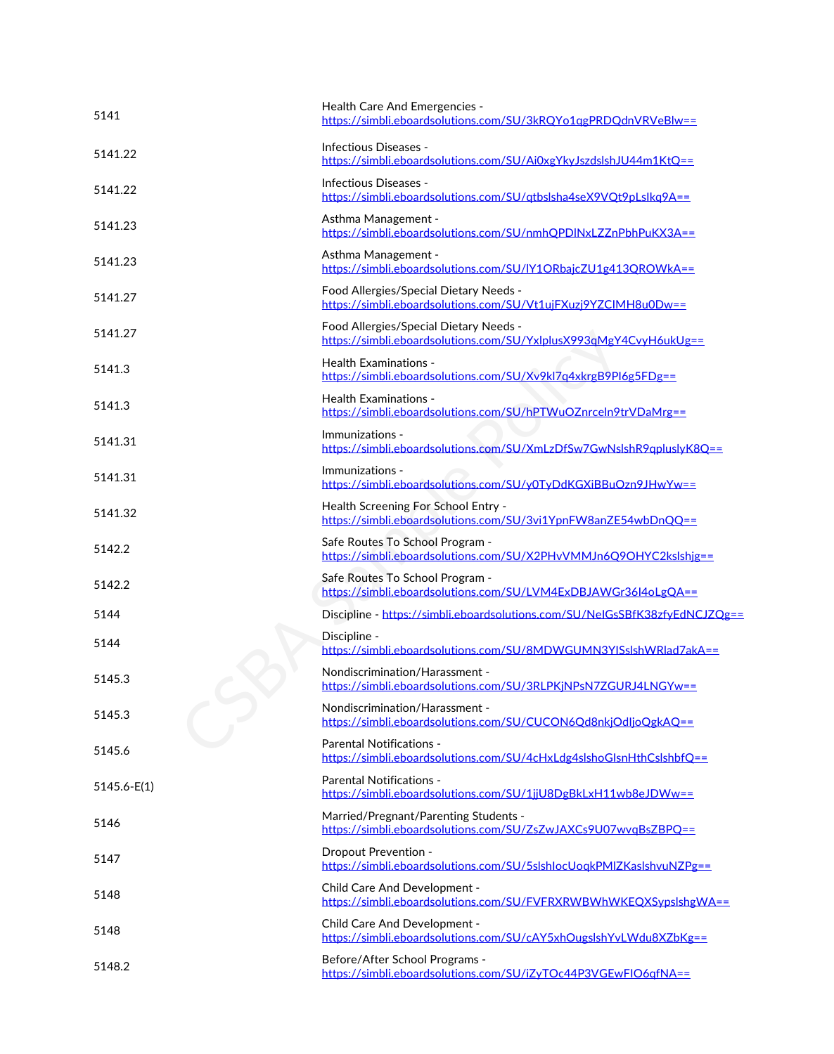| | |
|---|---|
| 5141 | Health Care And Emergencies - https://simbli.eboardsolutions.com/SU/3kRQYo1qgPRDQdnVRVeBlw== |
| 5141.22 | Infectious Diseases - https://simbli.eboardsolutions.com/SU/Ai0xgYkyJszdslshJU44m1KtQ== |
| 5141.22 | Infectious Diseases - https://simbli.eboardsolutions.com/SU/qtbslsha4seX9VQt9pLsIkq9A== |
| 5141.23 | Asthma Management - https://simbli.eboardsolutions.com/SU/nmhQPDINxLZZnPbhPuKX3A== |
| 5141.23 | Asthma Management - https://simbli.eboardsolutions.com/SU/lY1ORbajcZU1g413QROWkA== |
| 5141.27 | Food Allergies/Special Dietary Needs - https://simbli.eboardsolutions.com/SU/Vt1ujFXuzj9YZCIMH8u0Dw== |
| 5141.27 | Food Allergies/Special Dietary Needs - https://simbli.eboardsolutions.com/SU/YxlplusX993qMgY4CvyH6ukUg== |
| 5141.3 | Health Examinations - https://simbli.eboardsolutions.com/SU/Xv9kl7q4xkrgB9Pl6g5FDg== |
| 5141.3 | Health Examinations - https://simbli.eboardsolutions.com/SU/hPTWuOZnrceln9trVDaMrg== |
| 5141.31 | Immunizations - https://simbli.eboardsolutions.com/SU/XmLzDfSw7GwNslshR9qpluslyK8Q== |
| 5141.31 | Immunizations - https://simbli.eboardsolutions.com/SU/y0TyDdKGXiBBuOzn9JHwYw== |
| 5141.32 | Health Screening For School Entry - https://simbli.eboardsolutions.com/SU/3vi1YpnFW8anZE54wbDnQQ== |
| 5142.2 | Safe Routes To School Program - https://simbli.eboardsolutions.com/SU/X2PHvVMMJn6Q9OHYC2kslshjg== |
| 5142.2 | Safe Routes To School Program - https://simbli.eboardsolutions.com/SU/LVM4ExDBJAWGr36l4oLgQA== |
| 5144 | Discipline - https://simbli.eboardsolutions.com/SU/NeIGsSBfK38zfyEdNCJZQg== |
| 5144 | Discipline - https://simbli.eboardsolutions.com/SU/8MDWGUMN3YISslshWRlad7akA== |
| 5145.3 | Nondiscrimination/Harassment - https://simbli.eboardsolutions.com/SU/3RLPKjNPsN7ZGURJ4LNGYw== |
| 5145.3 | Nondiscrimination/Harassment - https://simbli.eboardsolutions.com/SU/CUCON6Qd8nkjOdljoQgkAQ== |
| 5145.6 | Parental Notifications - https://simbli.eboardsolutions.com/SU/4cHxLdg4slshoGlsnHthCslshbfQ== |
| 5145.6-E(1) | Parental Notifications - https://simbli.eboardsolutions.com/SU/1jjU8DgBkLxH11wb8eJDWw== |
| 5146 | Married/Pregnant/Parenting Students - https://simbli.eboardsolutions.com/SU/ZsZwJAXCs9U07wvqBsZBPQ== |
| 5147 | Dropout Prevention - https://simbli.eboardsolutions.com/SU/5slshlocUoqkPMlZKaslshvuNZPg== |
| 5148 | Child Care And Development - https://simbli.eboardsolutions.com/SU/FVFRXRWBWhWKEQXSypslshgWA== |
| 5148 | Child Care And Development - https://simbli.eboardsolutions.com/SU/cAY5xhOugslshYvLWdu8XZbKg== |
| 5148.2 | Before/After School Programs - https://simbli.eboardsolutions.com/SU/iZyTOc44P3VGEwFIO6qfNA== |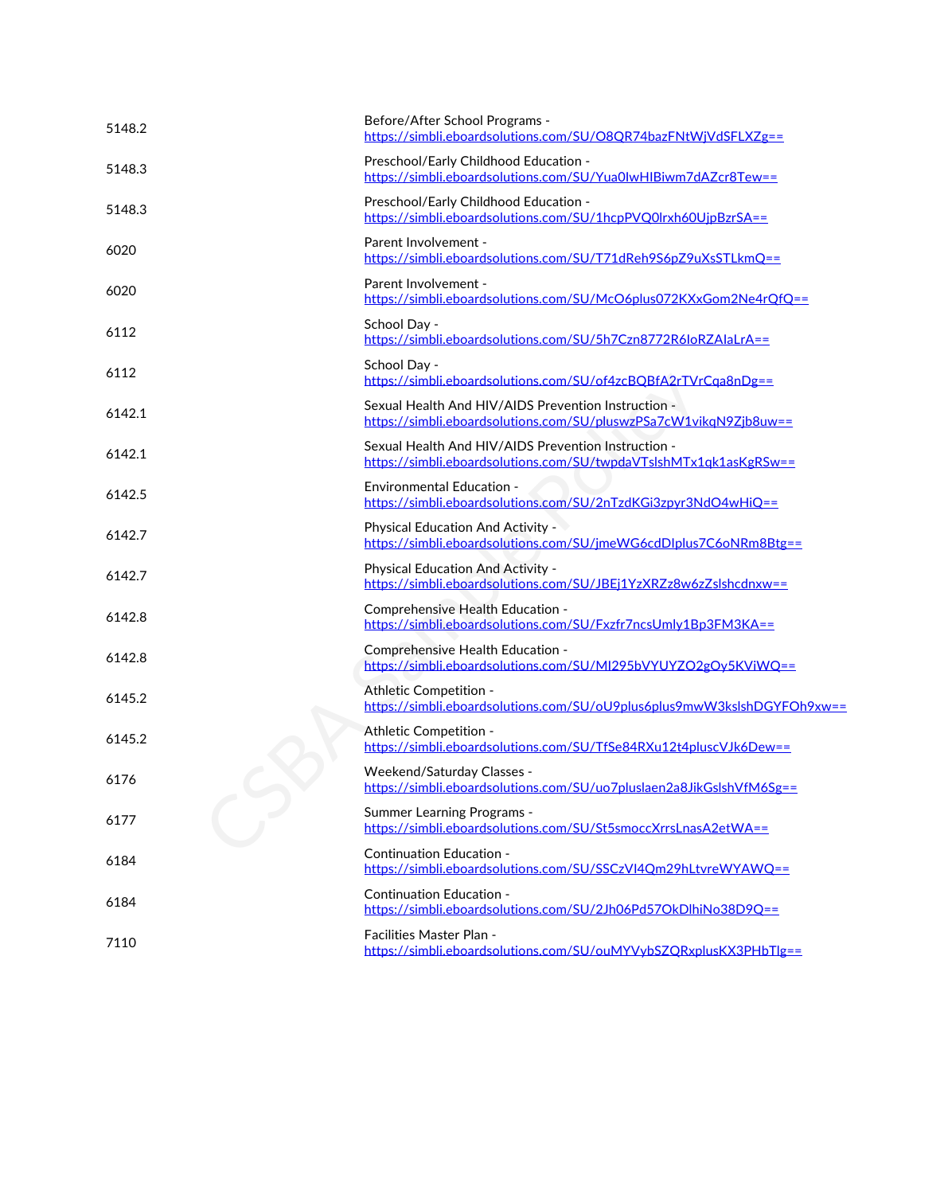| | |
|---|---|
| 5148.2 | Before/After School Programs - https://simbli.eboardsolutions.com/SU/O8QR74bazFNtWjVdSFLXZg== |
| 5148.3 | Preschool/Early Childhood Education - https://simbli.eboardsolutions.com/SU/Yua0IwHIBiwm7dAZcr8Tew== |
| 5148.3 | Preschool/Early Childhood Education - https://simbli.eboardsolutions.com/SU/1hcpPVQ0lrxh60UjpBzrSA== |
| 6020 | Parent Involvement - https://simbli.eboardsolutions.com/SU/T71dReh9S6pZ9uXsSTLkmQ== |
| 6020 | Parent Involvement - https://simbli.eboardsolutions.com/SU/McO6plus072KXxGom2Ne4rQfQ== |
| 6112 | School Day - https://simbli.eboardsolutions.com/SU/5h7Czn8772R6loRZAIaLrA== |
| 6112 | School Day - https://simbli.eboardsolutions.com/SU/of4zcBQBfA2rTVrCqa8nDg== |
| 6142.1 | Sexual Health And HIV/AIDS Prevention Instruction - https://simbli.eboardsolutions.com/SU/pluswzPSa7cW1vikqN9Zjb8uw== |
| 6142.1 | Sexual Health And HIV/AIDS Prevention Instruction - https://simbli.eboardsolutions.com/SU/twpdaVTslshMTx1qk1asKgRSw== |
| 6142.5 | Environmental Education - https://simbli.eboardsolutions.com/SU/2nTzdKGi3zpyr3NdO4wHiQ== |
| 6142.7 | Physical Education And Activity - https://simbli.eboardsolutions.com/SU/jmeWG6cdDIplus7C6oNRm8Btg== |
| 6142.7 | Physical Education And Activity - https://simbli.eboardsolutions.com/SU/JBEj1YzXRZz8w6zZslshcdnxw== |
| 6142.8 | Comprehensive Health Education - https://simbli.eboardsolutions.com/SU/Fxzfr7ncsUmly1Bp3FM3KA== |
| 6142.8 | Comprehensive Health Education - https://simbli.eboardsolutions.com/SU/MI295bVYUYZO2gOy5KViWQ== |
| 6145.2 | Athletic Competition - https://simbli.eboardsolutions.com/SU/oU9plus6plus9mwW3kslshDGYFOh9xw== |
| 6145.2 | Athletic Competition - https://simbli.eboardsolutions.com/SU/TfSe84RXu12t4pluscVJk6Dew== |
| 6176 | Weekend/Saturday Classes - https://simbli.eboardsolutions.com/SU/uo7pluslaen2a8JikGslshVfM6Sg== |
| 6177 | Summer Learning Programs - https://simbli.eboardsolutions.com/SU/St5smoccXrrsLnasA2etWA== |
| 6184 | Continuation Education - https://simbli.eboardsolutions.com/SU/SSCzVI4Qm29hLtvreWYAWQ== |
| 6184 | Continuation Education - https://simbli.eboardsolutions.com/SU/2Jh06Pd57OkDlhiNo38D9Q== |
| 7110 | Facilities Master Plan - https://simbli.eboardsolutions.com/SU/ouMYVybSZQRxplusKX3PHbTlg== |